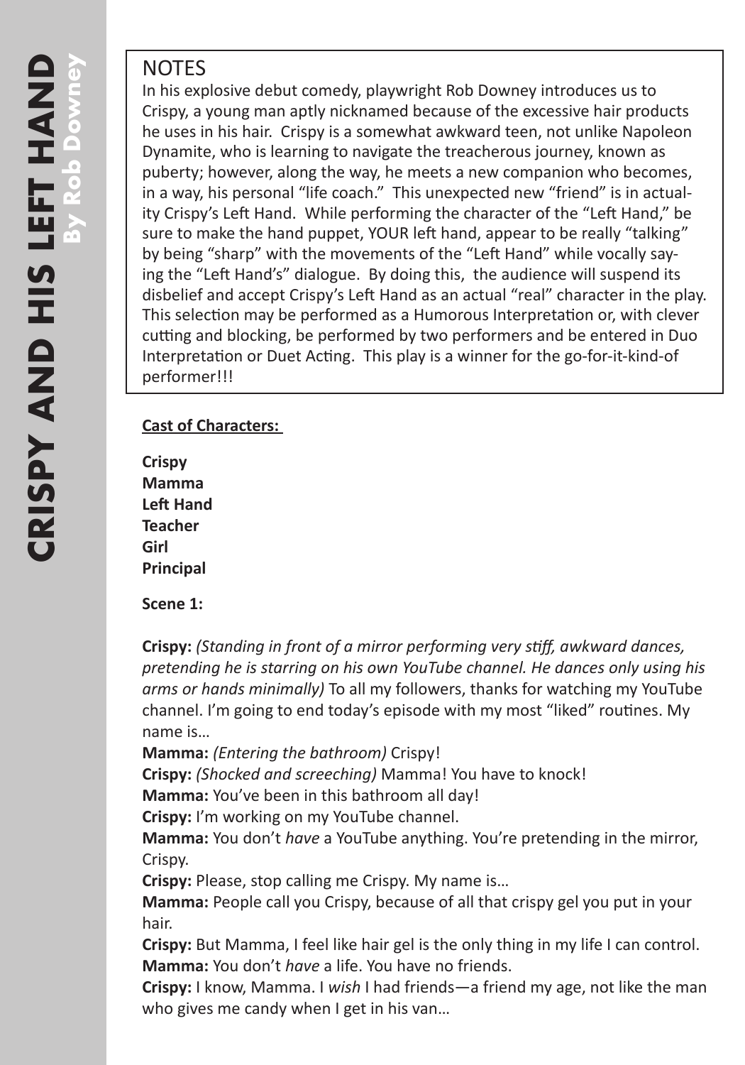## NOTES

In his explosive debut comedy, playwright Rob Downey introduces us to Crispy, a young man aptly nicknamed because of the excessive hair products he uses in his hair. Crispy is a somewhat awkward teen, not unlike Napoleon Dynamite, who is learning to navigate the treacherous journey, known as puberty; however, along the way, he meets a new companion who becomes, in a way, his personal "life coach." This unexpected new "friend" is in actuality Crispy's Left Hand. While performing the character of the "Left Hand," be sure to make the hand puppet, YOUR left hand, appear to be really "talking" by being "sharp" with the movements of the "Left Hand" while vocally saying the "Left Hand's" dialogue. By doing this, the audience will suspend its disbelief and accept Crispy's Left Hand as an actual "real" character in the play. This selection may be performed as a Humorous Interpretation or, with clever cutting and blocking, be performed by two performers and be entered in Duo Interpretation or Duet Acting. This play is a winner for the go-for-it-kind-of performer!!!

**Cast of Characters:**

**Crispy**
**Mamma**
**Left Hand**
**Teacher**
**Girl**
**Principal**

**Scene 1:**

**Crispy:** *(Standing in front of a mirror performing very stiff, awkward dances, pretending he is starring on his own YouTube channel. He dances only using his arms or hands minimally)* To all my followers, thanks for watching my YouTube channel. I'm going to end today's episode with my most "liked" routines. My name is…

**Mamma:** *(Entering the bathroom)* Crispy!

**Crispy:** *(Shocked and screeching)* Mamma! You have to knock!

**Mamma:** You've been in this bathroom all day!

**Crispy:** I'm working on my YouTube channel.

**Mamma:** You don't *have* a YouTube anything. You're pretending in the mirror, Crispy.

**Crispy:** Please, stop calling me Crispy. My name is…

**Mamma:** People call you Crispy, because of all that crispy gel you put in your hair.

**Crispy:** But Mamma, I feel like hair gel is the only thing in my life I can control.

**Mamma:** You don't *have* a life. You have no friends.

**Crispy:** I know, Mamma. I *wish* I had friends—a friend my age, not like the man who gives me candy when I get in his van…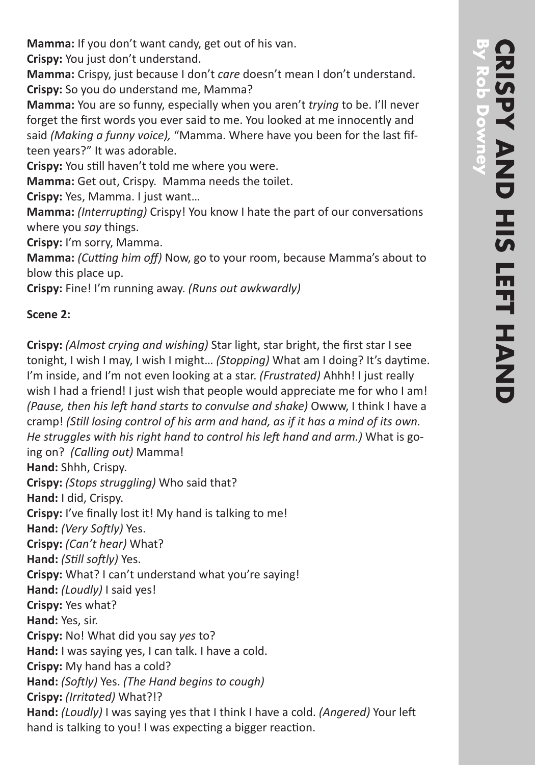**Mamma:** If you don't want candy, get out of his van.

**Crispy:** You just don't understand.

**Mamma:** Crispy, just because I don't *care* doesn't mean I don't understand.

**Crispy:** So you do understand me, Mamma?

**Mamma:** You are so funny, especially when you aren't *trying* to be. I'll never forget the first words you ever said to me. You looked at me innocently and said *(Making a funny voice),* "Mamma. Where have you been for the last fifteen years?" It was adorable.

**Crispy:** You still haven't told me where you were.

**Mamma:** Get out, Crispy. Mamma needs the toilet.

**Crispy:** Yes, Mamma. I just want…

**Mamma:** *(Interrupting)* Crispy! You know I hate the part of our conversations where you *say* things.

**Crispy:** I'm sorry, Mamma.

**Mamma:** *(Cutting him off)* Now, go to your room, because Mamma's about to blow this place up.

**Crispy:** Fine! I'm running away. *(Runs out awkwardly)*

**Scene 2:**

**Crispy:** *(Almost crying and wishing)* Star light, star bright, the first star I see tonight, I wish I may, I wish I might… *(Stopping)* What am I doing? It's daytime. I'm inside, and I'm not even looking at a star. *(Frustrated)* Ahhh! I just really wish I had a friend! I just wish that people would appreciate me for who I am! *(Pause, then his left hand starts to convulse and shake)* Owww, I think I have a cramp! *(Still losing control of his arm and hand, as if it has a mind of its own. He struggles with his right hand to control his left hand and arm.)* What is going on? *(Calling out)* Mamma!

**Hand:** Shhh, Crispy.

**Crispy:** *(Stops struggling)* Who said that?

**Hand:** I did, Crispy.

**Crispy:** I've finally lost it! My hand is talking to me!

**Hand:** *(Very Softly)* Yes.

**Crispy:** *(Can't hear)* What?

**Hand:** *(Still softly)* Yes.

**Crispy:** What? I can't understand what you're saying!

**Hand:** *(Loudly)* I said yes!

**Crispy:** Yes what?

**Hand:** Yes, sir.

**Crispy:** No! What did you say *yes* to?

**Hand:** I was saying yes, I can talk. I have a cold.

**Crispy:** My hand has a cold?

**Hand:** *(Softly)* Yes. *(The Hand begins to cough)*

**Crispy:** *(Irritated)* What?!?

**Hand:** *(Loudly)* I was saying yes that I think I have a cold. *(Angered)* Your left hand is talking to you! I was expecting a bigger reaction.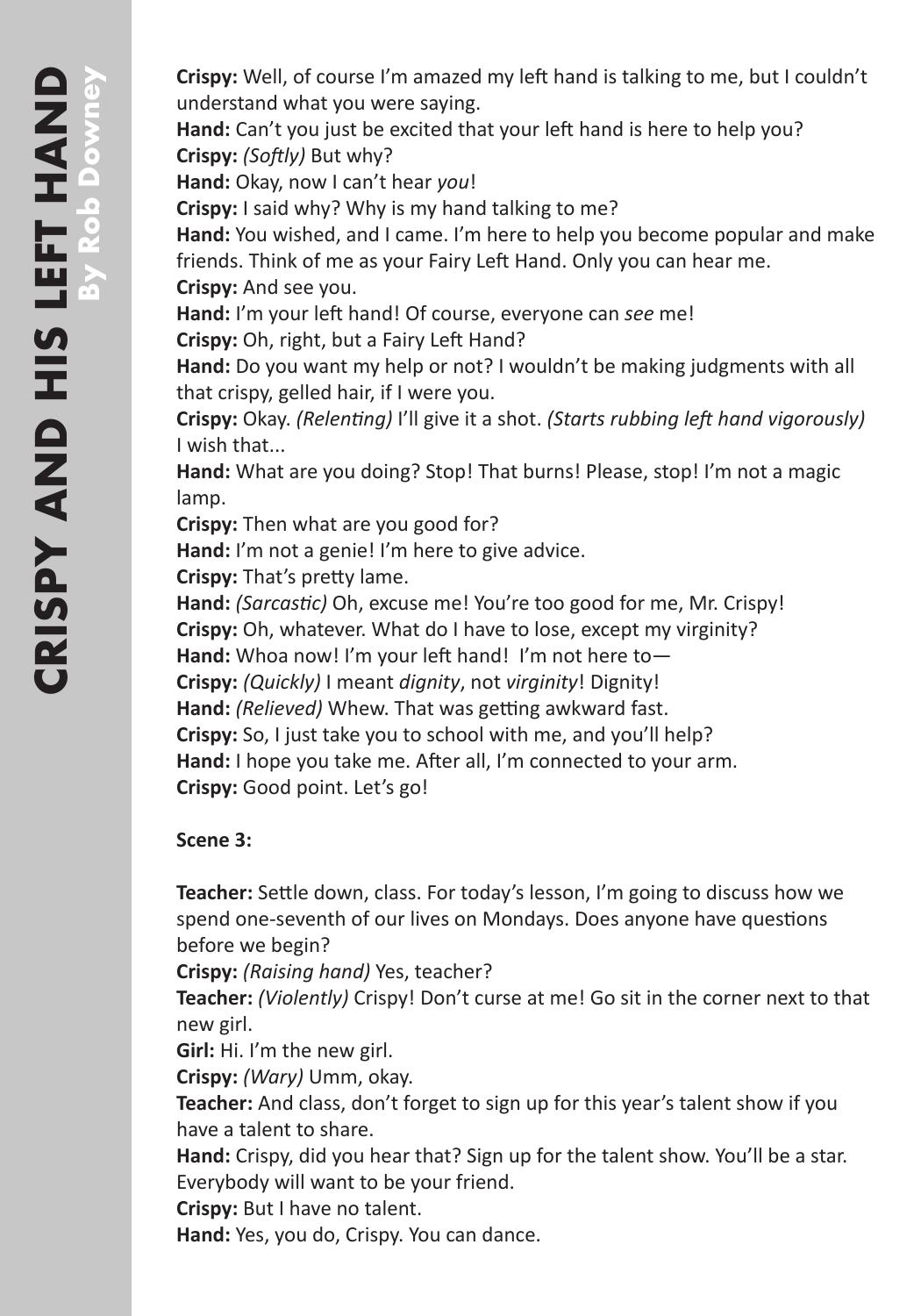**Crispy:** Well, of course I'm amazed my left hand is talking to me, but I couldn't understand what you were saying.
**Hand:** Can't you just be excited that your left hand is here to help you?
**Crispy:** *(Softly)* But why?
**Hand:** Okay, now I can't hear *you*!
**Crispy:** I said why? Why is my hand talking to me?
**Hand:** You wished, and I came. I'm here to help you become popular and make friends. Think of me as your Fairy Left Hand. Only you can hear me.
**Crispy:** And see you.
**Hand:** I'm your left hand! Of course, everyone can *see* me!
**Crispy:** Oh, right, but a Fairy Left Hand?
**Hand:** Do you want my help or not? I wouldn't be making judgments with all that crispy, gelled hair, if I were you.
**Crispy:** Okay. *(Relenting)* I'll give it a shot. *(Starts rubbing left hand vigorously)* I wish that...
**Hand:** What are you doing? Stop! That burns! Please, stop! I'm not a magic lamp.
**Crispy:** Then what are you good for?
**Hand:** I'm not a genie! I'm here to give advice.
**Crispy:** That's pretty lame.
**Hand:** *(Sarcastic)* Oh, excuse me! You're too good for me, Mr. Crispy!
**Crispy:** Oh, whatever. What do I have to lose, except my virginity?
**Hand:** Whoa now! I'm your left hand! I'm not here to—
**Crispy:** *(Quickly)* I meant *dignity*, not *virginity*! Dignity!
**Hand:** *(Relieved)* Whew. That was getting awkward fast.
**Crispy:** So, I just take you to school with me, and you'll help?
**Hand:** I hope you take me. After all, I'm connected to your arm.
**Crispy:** Good point. Let's go!

**Scene 3:**

**Teacher:** Settle down, class. For today's lesson, I'm going to discuss how we spend one-seventh of our lives on Mondays. Does anyone have questions before we begin?
**Crispy:** *(Raising hand)* Yes, teacher?
**Teacher:** *(Violently)* Crispy! Don't curse at me! Go sit in the corner next to that new girl.
**Girl:** Hi. I'm the new girl.
**Crispy:** *(Wary)* Umm, okay.
**Teacher:** And class, don't forget to sign up for this year's talent show if you have a talent to share.
**Hand:** Crispy, did you hear that? Sign up for the talent show. You'll be a star. Everybody will want to be your friend.
**Crispy:** But I have no talent.
**Hand:** Yes, you do, Crispy. You can dance.